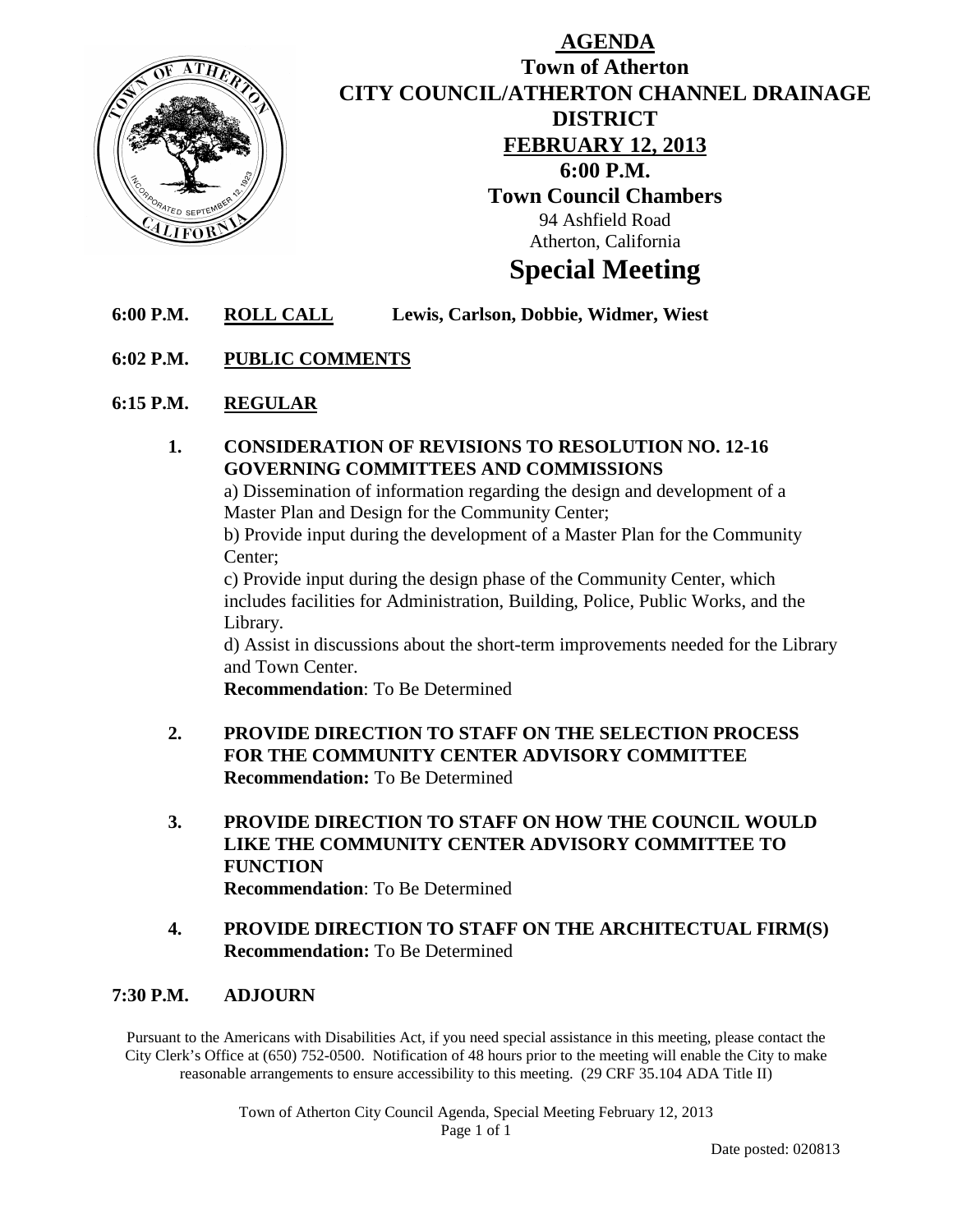# AGENDA

## Town of Atherton
## CITY COUNCIL/ATHERTON CHANNEL DRAINAGE DISTRICT
## FEBRUARY 12, 2013
## 6:00 P.M.
## Town Council Chambers

94 Ashfield Road
Atherton, California

# Special Meeting

**6:00 P.M.** **ROLL CALL** **Lewis, Carlson, Dobbie, Widmer, Wiest**

**6:02 P.M.** **PUBLIC COMMENTS**

**6:15 P.M.** **REGULAR**

1. **CONSIDERATION OF REVISIONS TO RESOLUTION NO. 12-16 GOVERNING COMMITTEES AND COMMISSIONS**

   a) Dissemination of information regarding the design and development of a Master Plan and Design for the Community Center;

   b) Provide input during the development of a Master Plan for the Community Center;

   c) Provide input during the design phase of the Community Center, which includes facilities for Administration, Building, Police, Public Works, and the Library.

   d) Assist in discussions about the short-term improvements needed for the Library and Town Center.

   **Recommendation**: To Be Determined

2. **PROVIDE DIRECTION TO STAFF ON THE SELECTION PROCESS FOR THE COMMUNITY CENTER ADVISORY COMMITTEE**
   **Recommendation:** To Be Determined

3. **PROVIDE DIRECTION TO STAFF ON HOW THE COUNCIL WOULD LIKE THE COMMUNITY CENTER ADVISORY COMMITTEE TO FUNCTION**
   **Recommendation**: To Be Determined

4. **PROVIDE DIRECTION TO STAFF ON THE ARCHITECTUAL FIRM(S)**
   **Recommendation:** To Be Determined

**7:30 P.M.** **ADJOURN**

Pursuant to the Americans with Disabilities Act, if you need special assistance in this meeting, please contact the City Clerk's Office at (650) 752-0500. Notification of 48 hours prior to the meeting will enable the City to make reasonable arrangements to ensure accessibility to this meeting. (29 CRF 35.104 ADA Title II)

Date posted: 020813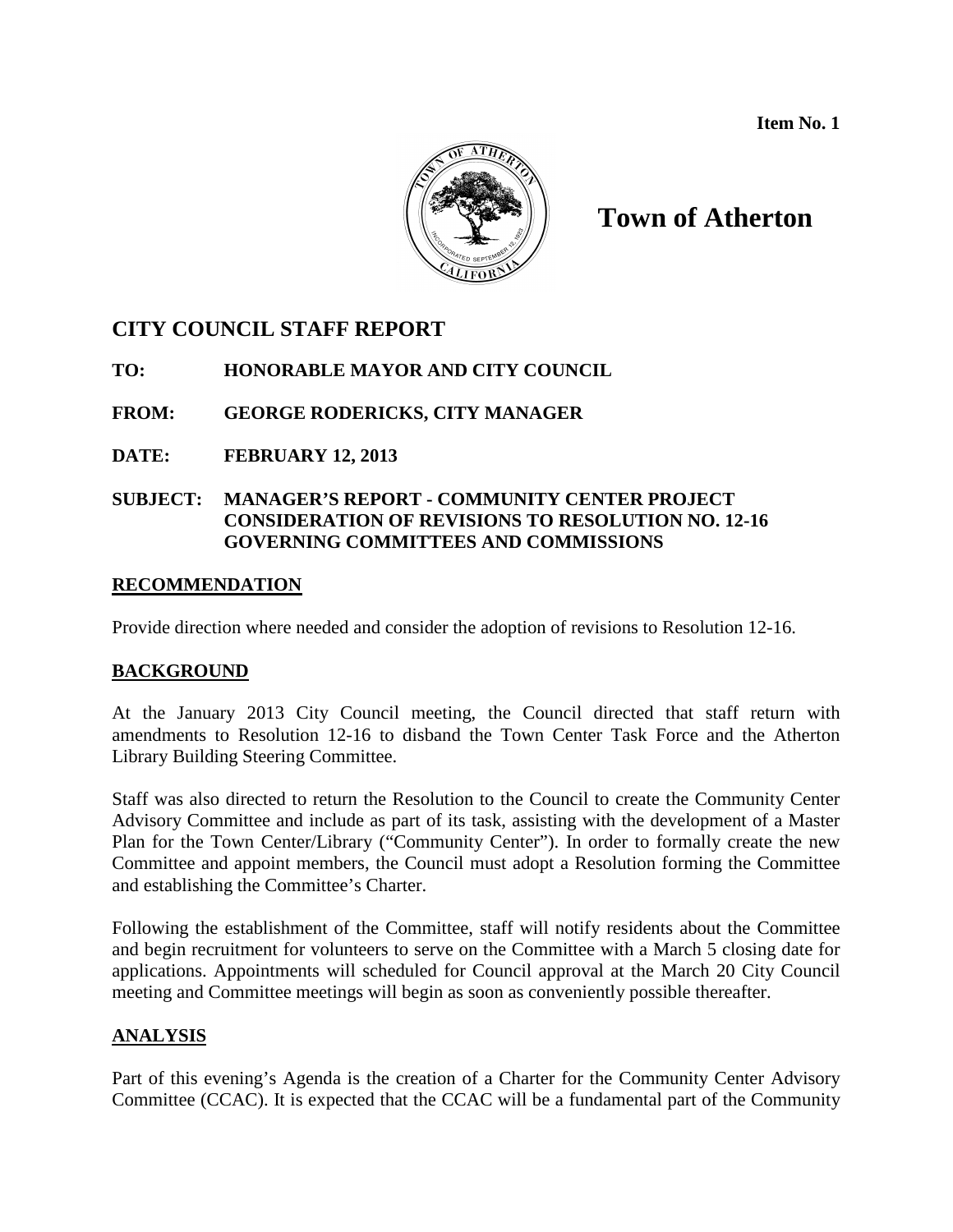Item No. 1

# Town of Atherton

## CITY COUNCIL STAFF REPORT

**TO:** **HONORABLE MAYOR AND CITY COUNCIL**

**FROM:** **GEORGE RODERICKS, CITY MANAGER**

**DATE:** **FEBRUARY 12, 2013**

**SUBJECT:** **MANAGER'S REPORT - COMMUNITY CENTER PROJECT CONSIDERATION OF REVISIONS TO RESOLUTION NO. 12-16 GOVERNING COMMITTEES AND COMMISSIONS**

### RECOMMENDATION

Provide direction where needed and consider the adoption of revisions to Resolution 12-16.

### BACKGROUND

At the January 2013 City Council meeting, the Council directed that staff return with amendments to Resolution 12-16 to disband the Town Center Task Force and the Atherton Library Building Steering Committee.

Staff was also directed to return the Resolution to the Council to create the Community Center Advisory Committee and include as part of its task, assisting with the development of a Master Plan for the Town Center/Library ("Community Center"). In order to formally create the new Committee and appoint members, the Council must adopt a Resolution forming the Committee and establishing the Committee's Charter.

Following the establishment of the Committee, staff will notify residents about the Committee and begin recruitment for volunteers to serve on the Committee with a March 5 closing date for applications. Appointments will scheduled for Council approval at the March 20 City Council meeting and Committee meetings will begin as soon as conveniently possible thereafter.

### ANALYSIS

Part of this evening's Agenda is the creation of a Charter for the Community Center Advisory Committee (CCAC). It is expected that the CCAC will be a fundamental part of the Community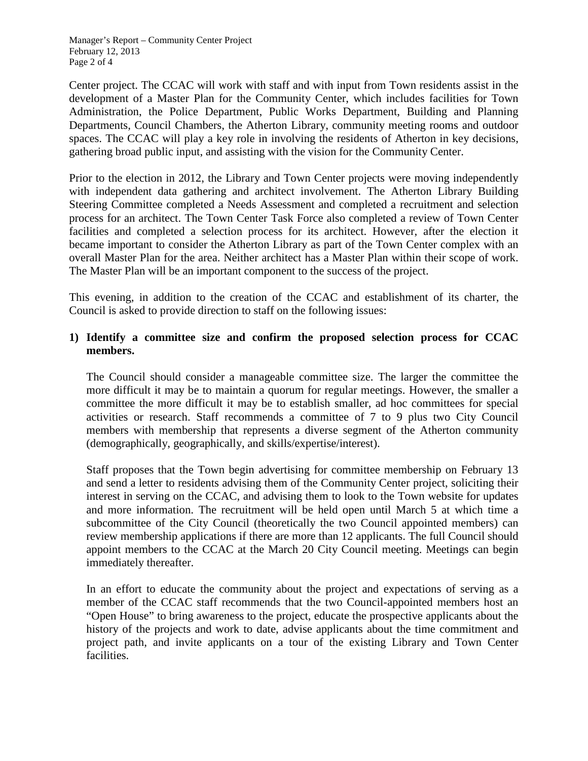Center project. The CCAC will work with staff and with input from Town residents assist in the development of a Master Plan for the Community Center, which includes facilities for Town Administration, the Police Department, Public Works Department, Building and Planning Departments, Council Chambers, the Atherton Library, community meeting rooms and outdoor spaces. The CCAC will play a key role in involving the residents of Atherton in key decisions, gathering broad public input, and assisting with the vision for the Community Center.

Prior to the election in 2012, the Library and Town Center projects were moving independently with independent data gathering and architect involvement. The Atherton Library Building Steering Committee completed a Needs Assessment and completed a recruitment and selection process for an architect. The Town Center Task Force also completed a review of Town Center facilities and completed a selection process for its architect. However, after the election it became important to consider the Atherton Library as part of the Town Center complex with an overall Master Plan for the area. Neither architect has a Master Plan within their scope of work. The Master Plan will be an important component to the success of the project.

This evening, in addition to the creation of the CCAC and establishment of its charter, the Council is asked to provide direction to staff on the following issues:

**1) Identify a committee size and confirm the proposed selection process for CCAC members.**

The Council should consider a manageable committee size. The larger the committee the more difficult it may be to maintain a quorum for regular meetings. However, the smaller a committee the more difficult it may be to establish smaller, ad hoc committees for special activities or research. Staff recommends a committee of 7 to 9 plus two City Council members with membership that represents a diverse segment of the Atherton community (demographically, geographically, and skills/expertise/interest).

Staff proposes that the Town begin advertising for committee membership on February 13 and send a letter to residents advising them of the Community Center project, soliciting their interest in serving on the CCAC, and advising them to look to the Town website for updates and more information. The recruitment will be held open until March 5 at which time a subcommittee of the City Council (theoretically the two Council appointed members) can review membership applications if there are more than 12 applicants. The full Council should appoint members to the CCAC at the March 20 City Council meeting. Meetings can begin immediately thereafter.

In an effort to educate the community about the project and expectations of serving as a member of the CCAC staff recommends that the two Council-appointed members host an "Open House" to bring awareness to the project, educate the prospective applicants about the history of the projects and work to date, advise applicants about the time commitment and project path, and invite applicants on a tour of the existing Library and Town Center facilities.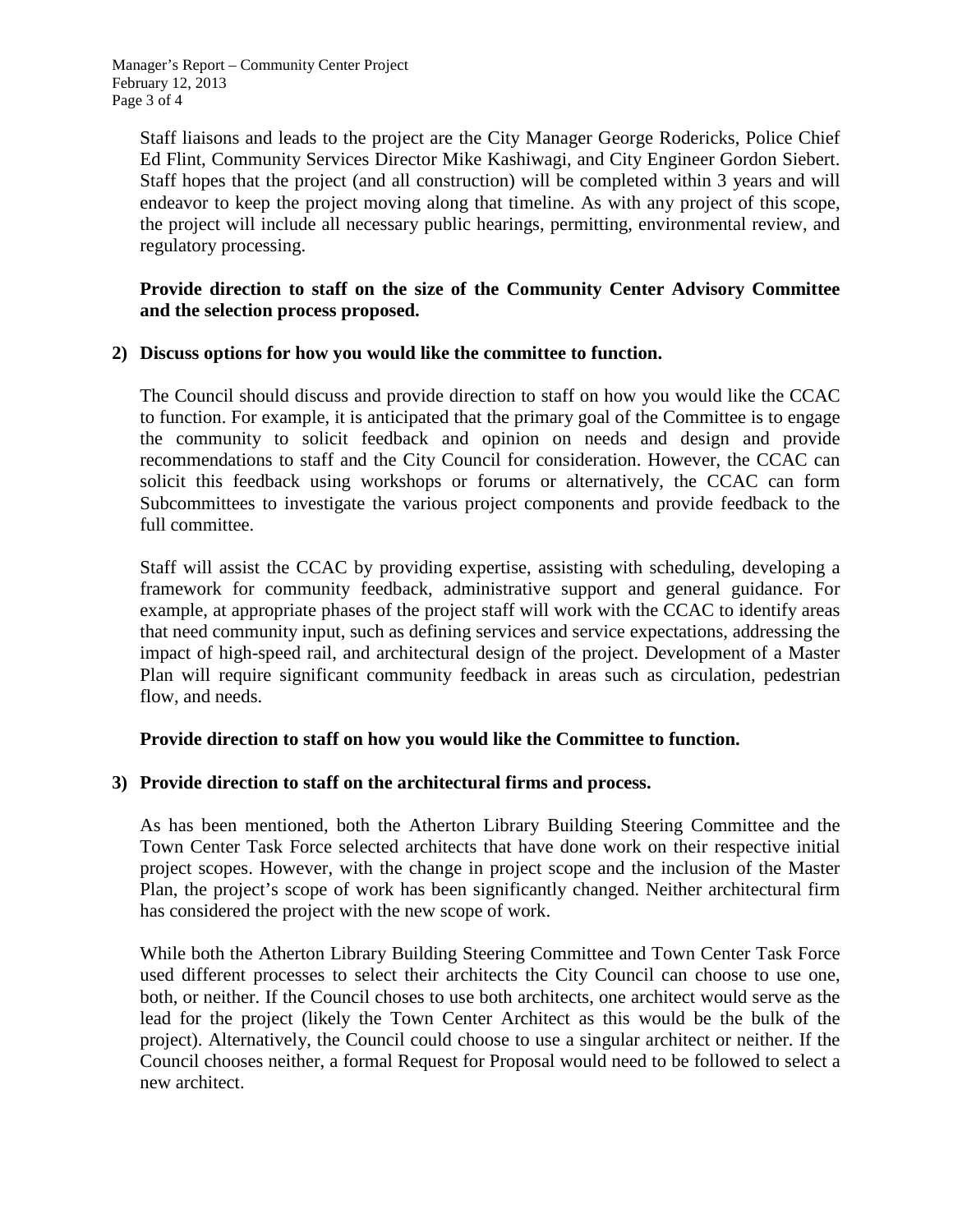Staff liaisons and leads to the project are the City Manager George Rodericks, Police Chief Ed Flint, Community Services Director Mike Kashiwagi, and City Engineer Gordon Siebert. Staff hopes that the project (and all construction) will be completed within 3 years and will endeavor to keep the project moving along that timeline. As with any project of this scope, the project will include all necessary public hearings, permitting, environmental review, and regulatory processing.

**Provide direction to staff on the size of the Community Center Advisory Committee and the selection process proposed.**

**2) Discuss options for how you would like the committee to function.**

The Council should discuss and provide direction to staff on how you would like the CCAC to function. For example, it is anticipated that the primary goal of the Committee is to engage the community to solicit feedback and opinion on needs and design and provide recommendations to staff and the City Council for consideration. However, the CCAC can solicit this feedback using workshops or forums or alternatively, the CCAC can form Subcommittees to investigate the various project components and provide feedback to the full committee.

Staff will assist the CCAC by providing expertise, assisting with scheduling, developing a framework for community feedback, administrative support and general guidance. For example, at appropriate phases of the project staff will work with the CCAC to identify areas that need community input, such as defining services and service expectations, addressing the impact of high-speed rail, and architectural design of the project. Development of a Master Plan will require significant community feedback in areas such as circulation, pedestrian flow, and needs.

**Provide direction to staff on how you would like the Committee to function.**

**3) Provide direction to staff on the architectural firms and process.**

As has been mentioned, both the Atherton Library Building Steering Committee and the Town Center Task Force selected architects that have done work on their respective initial project scopes. However, with the change in project scope and the inclusion of the Master Plan, the project's scope of work has been significantly changed. Neither architectural firm has considered the project with the new scope of work.

While both the Atherton Library Building Steering Committee and Town Center Task Force used different processes to select their architects the City Council can choose to use one, both, or neither. If the Council choses to use both architects, one architect would serve as the lead for the project (likely the Town Center Architect as this would be the bulk of the project). Alternatively, the Council could choose to use a singular architect or neither. If the Council chooses neither, a formal Request for Proposal would need to be followed to select a new architect.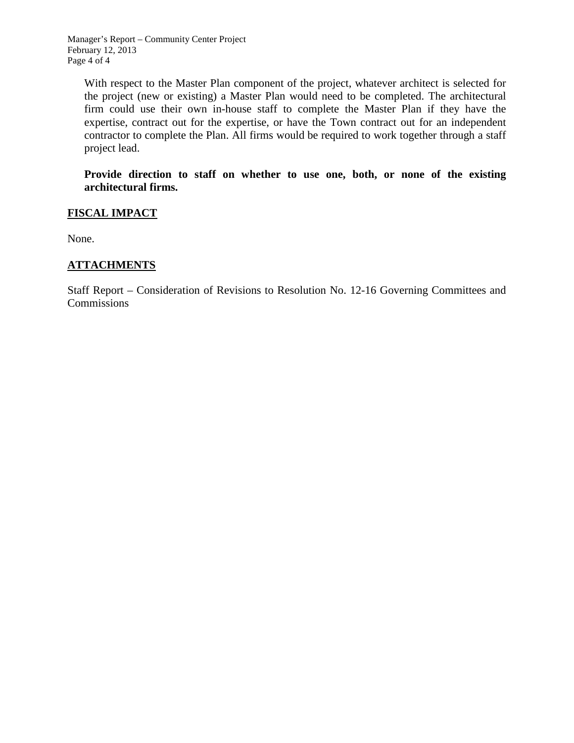With respect to the Master Plan component of the project, whatever architect is selected for the project (new or existing) a Master Plan would need to be completed. The architectural firm could use their own in-house staff to complete the Master Plan if they have the expertise, contract out for the expertise, or have the Town contract out for an independent contractor to complete the Plan. All firms would be required to work together through a staff project lead.

**Provide direction to staff on whether to use one, both, or none of the existing architectural firms.**

## FISCAL IMPACT

None.

## ATTACHMENTS

Staff Report – Consideration of Revisions to Resolution No. 12-16 Governing Committees and Commissions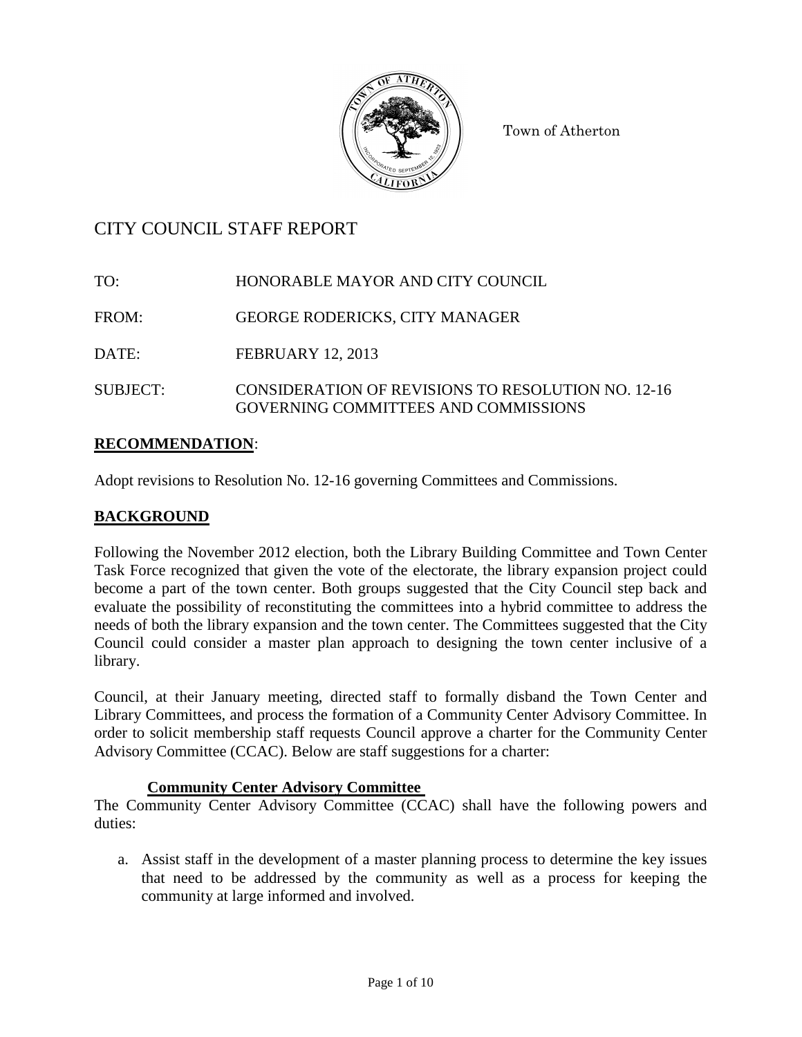Town of Atherton

# CITY COUNCIL STAFF REPORT

TO: HONORABLE MAYOR AND CITY COUNCIL

FROM: GEORGE RODERICKS, CITY MANAGER

DATE: FEBRUARY 12, 2013

SUBJECT: CONSIDERATION OF REVISIONS TO RESOLUTION NO. 12-16 GOVERNING COMMITTEES AND COMMISSIONS

## RECOMMENDATION:

Adopt revisions to Resolution No. 12-16 governing Committees and Commissions.

## BACKGROUND

Following the November 2012 election, both the Library Building Committee and Town Center Task Force recognized that given the vote of the electorate, the library expansion project could become a part of the town center. Both groups suggested that the City Council step back and evaluate the possibility of reconstituting the committees into a hybrid committee to address the needs of both the library expansion and the town center. The Committees suggested that the City Council could consider a master plan approach to designing the town center inclusive of a library.

Council, at their January meeting, directed staff to formally disband the Town Center and Library Committees, and process the formation of a Community Center Advisory Committee. In order to solicit membership staff requests Council approve a charter for the Community Center Advisory Committee (CCAC). Below are staff suggestions for a charter:

**Community Center Advisory Committee**

The Community Center Advisory Committee (CCAC) shall have the following powers and duties:

a. Assist staff in the development of a master planning process to determine the key issues that need to be addressed by the community as well as a process for keeping the community at large informed and involved.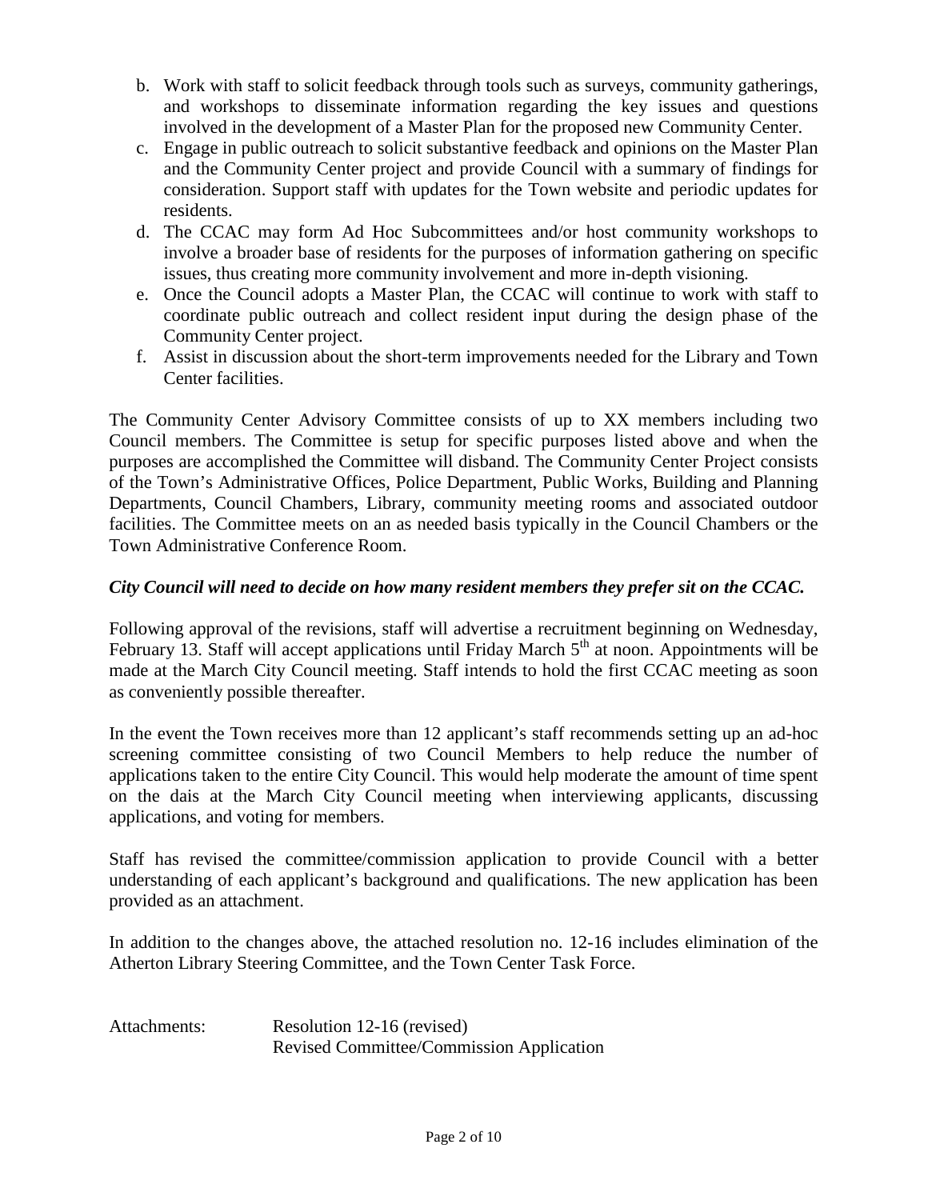b. Work with staff to solicit feedback through tools such as surveys, community gatherings, and workshops to disseminate information regarding the key issues and questions involved in the development of a Master Plan for the proposed new Community Center.
c. Engage in public outreach to solicit substantive feedback and opinions on the Master Plan and the Community Center project and provide Council with a summary of findings for consideration. Support staff with updates for the Town website and periodic updates for residents.
d. The CCAC may form Ad Hoc Subcommittees and/or host community workshops to involve a broader base of residents for the purposes of information gathering on specific issues, thus creating more community involvement and more in-depth visioning.
e. Once the Council adopts a Master Plan, the CCAC will continue to work with staff to coordinate public outreach and collect resident input during the design phase of the Community Center project.
f. Assist in discussion about the short-term improvements needed for the Library and Town Center facilities.

The Community Center Advisory Committee consists of up to XX members including two Council members. The Committee is setup for specific purposes listed above and when the purposes are accomplished the Committee will disband. The Community Center Project consists of the Town's Administrative Offices, Police Department, Public Works, Building and Planning Departments, Council Chambers, Library, community meeting rooms and associated outdoor facilities. The Committee meets on an as needed basis typically in the Council Chambers or the Town Administrative Conference Room.

***City Council will need to decide on how many resident members they prefer sit on the CCAC.***

Following approval of the revisions, staff will advertise a recruitment beginning on Wednesday, February 13. Staff will accept applications until Friday March 5th at noon. Appointments will be made at the March City Council meeting. Staff intends to hold the first CCAC meeting as soon as conveniently possible thereafter.

In the event the Town receives more than 12 applicant's staff recommends setting up an ad-hoc screening committee consisting of two Council Members to help reduce the number of applications taken to the entire City Council. This would help moderate the amount of time spent on the dais at the March City Council meeting when interviewing applicants, discussing applications, and voting for members.

Staff has revised the committee/commission application to provide Council with a better understanding of each applicant's background and qualifications. The new application has been provided as an attachment.

In addition to the changes above, the attached resolution no. 12-16 includes elimination of the Atherton Library Steering Committee, and the Town Center Task Force.

Attachments: Resolution 12-16 (revised)
Revised Committee/Commission Application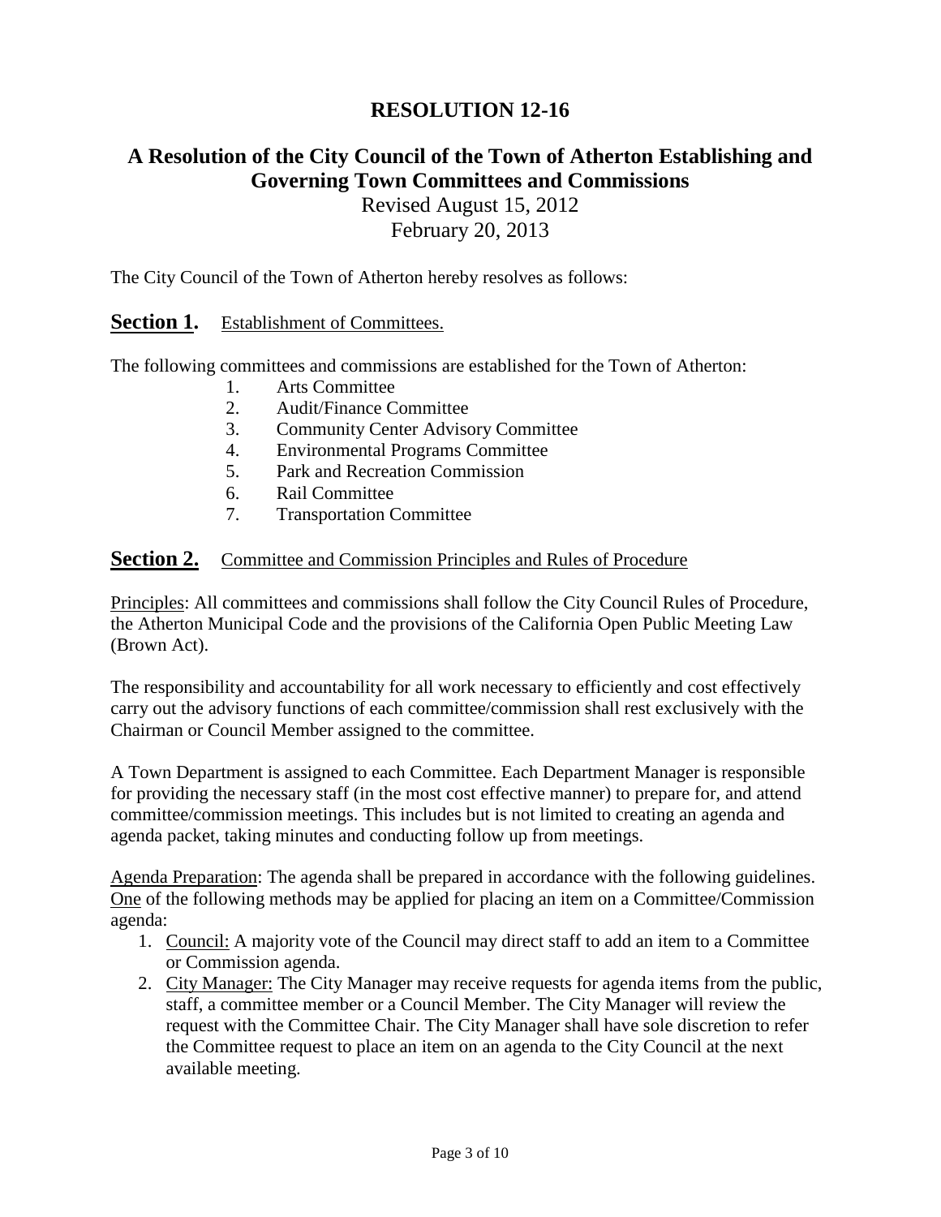# RESOLUTION 12-16

## A Resolution of the City Council of the Town of Atherton Establishing and Governing Town Committees and Commissions

Revised August 15, 2012

February 20, 2013

The City Council of the Town of Atherton hereby resolves as follows:

### Section 1. Establishment of Committees.

The following committees and commissions are established for the Town of Atherton:

1. Arts Committee
2. Audit/Finance Committee
3. Community Center Advisory Committee
4. Environmental Programs Committee
5. Park and Recreation Commission
6. Rail Committee
7. Transportation Committee

### Section 2. Committee and Commission Principles and Rules of Procedure

Principles: All committees and commissions shall follow the City Council Rules of Procedure, the Atherton Municipal Code and the provisions of the California Open Public Meeting Law (Brown Act).

The responsibility and accountability for all work necessary to efficiently and cost effectively carry out the advisory functions of each committee/commission shall rest exclusively with the Chairman or Council Member assigned to the committee.

A Town Department is assigned to each Committee. Each Department Manager is responsible for providing the necessary staff (in the most cost effective manner) to prepare for, and attend committee/commission meetings. This includes but is not limited to creating an agenda and agenda packet, taking minutes and conducting follow up from meetings.

Agenda Preparation: The agenda shall be prepared in accordance with the following guidelines. One of the following methods may be applied for placing an item on a Committee/Commission agenda:

1. Council: A majority vote of the Council may direct staff to add an item to a Committee or Commission agenda.
2. City Manager: The City Manager may receive requests for agenda items from the public, staff, a committee member or a Council Member. The City Manager will review the request with the Committee Chair. The City Manager shall have sole discretion to refer the Committee request to place an item on an agenda to the City Council at the next available meeting.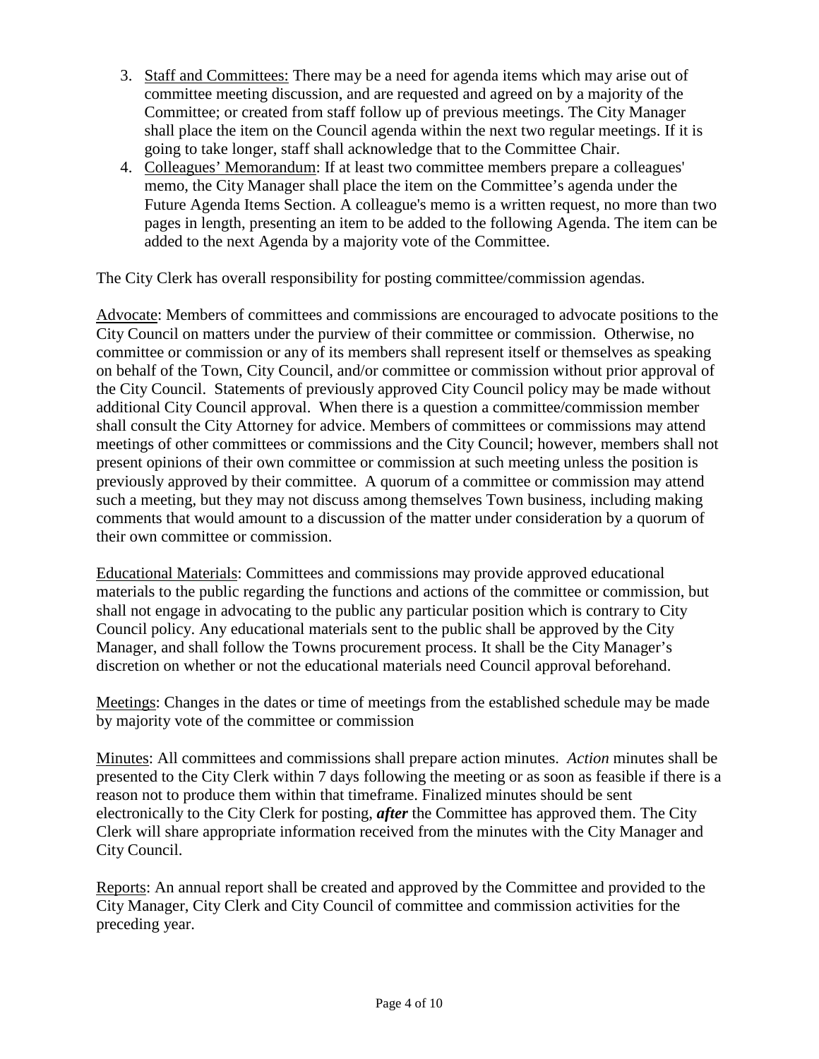3. Staff and Committees: There may be a need for agenda items which may arise out of committee meeting discussion, and are requested and agreed on by a majority of the Committee; or created from staff follow up of previous meetings. The City Manager shall place the item on the Council agenda within the next two regular meetings. If it is going to take longer, staff shall acknowledge that to the Committee Chair.
4. Colleagues' Memorandum: If at least two committee members prepare a colleagues' memo, the City Manager shall place the item on the Committee's agenda under the Future Agenda Items Section. A colleague's memo is a written request, no more than two pages in length, presenting an item to be added to the following Agenda. The item can be added to the next Agenda by a majority vote of the Committee.

The City Clerk has overall responsibility for posting committee/commission agendas.

Advocate: Members of committees and commissions are encouraged to advocate positions to the City Council on matters under the purview of their committee or commission. Otherwise, no committee or commission or any of its members shall represent itself or themselves as speaking on behalf of the Town, City Council, and/or committee or commission without prior approval of the City Council. Statements of previously approved City Council policy may be made without additional City Council approval. When there is a question a committee/commission member shall consult the City Attorney for advice. Members of committees or commissions may attend meetings of other committees or commissions and the City Council; however, members shall not present opinions of their own committee or commission at such meeting unless the position is previously approved by their committee. A quorum of a committee or commission may attend such a meeting, but they may not discuss among themselves Town business, including making comments that would amount to a discussion of the matter under consideration by a quorum of their own committee or commission.

Educational Materials: Committees and commissions may provide approved educational materials to the public regarding the functions and actions of the committee or commission, but shall not engage in advocating to the public any particular position which is contrary to City Council policy. Any educational materials sent to the public shall be approved by the City Manager, and shall follow the Towns procurement process. It shall be the City Manager's discretion on whether or not the educational materials need Council approval beforehand.

Meetings: Changes in the dates or time of meetings from the established schedule may be made by majority vote of the committee or commission

Minutes: All committees and commissions shall prepare action minutes. *Action* minutes shall be presented to the City Clerk within 7 days following the meeting or as soon as feasible if there is a reason not to produce them within that timeframe. Finalized minutes should be sent electronically to the City Clerk for posting, ***after*** the Committee has approved them. The City Clerk will share appropriate information received from the minutes with the City Manager and City Council.

Reports: An annual report shall be created and approved by the Committee and provided to the City Manager, City Clerk and City Council of committee and commission activities for the preceding year.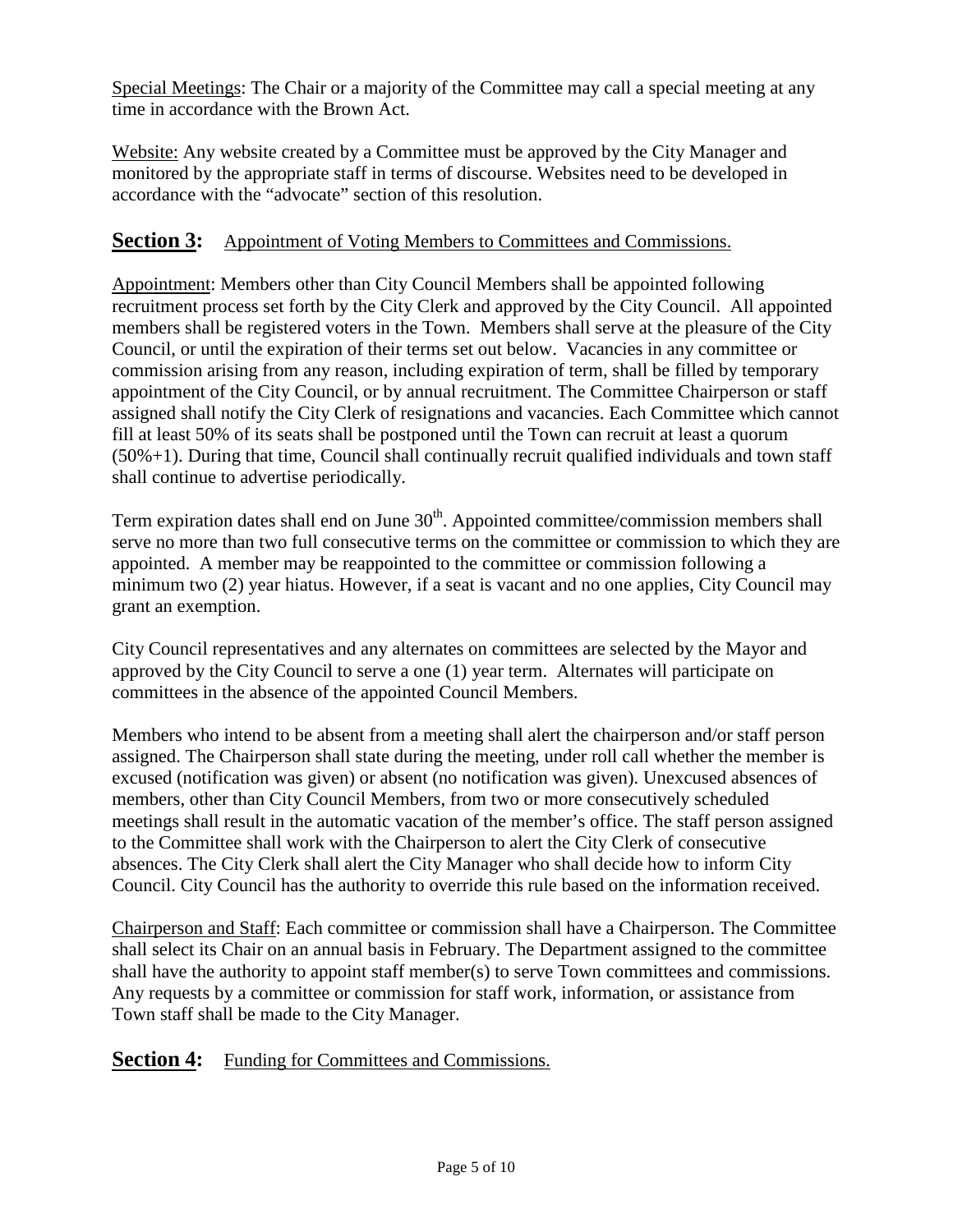Special Meetings: The Chair or a majority of the Committee may call a special meeting at any time in accordance with the Brown Act.

Website: Any website created by a Committee must be approved by the City Manager and monitored by the appropriate staff in terms of discourse. Websites need to be developed in accordance with the "advocate" section of this resolution.

## Section 3: Appointment of Voting Members to Committees and Commissions.

Appointment: Members other than City Council Members shall be appointed following recruitment process set forth by the City Clerk and approved by the City Council. All appointed members shall be registered voters in the Town. Members shall serve at the pleasure of the City Council, or until the expiration of their terms set out below. Vacancies in any committee or commission arising from any reason, including expiration of term, shall be filled by temporary appointment of the City Council, or by annual recruitment. The Committee Chairperson or staff assigned shall notify the City Clerk of resignations and vacancies. Each Committee which cannot fill at least 50% of its seats shall be postponed until the Town can recruit at least a quorum (50%+1). During that time, Council shall continually recruit qualified individuals and town staff shall continue to advertise periodically.

Term expiration dates shall end on June 30th. Appointed committee/commission members shall serve no more than two full consecutive terms on the committee or commission to which they are appointed. A member may be reappointed to the committee or commission following a minimum two (2) year hiatus. However, if a seat is vacant and no one applies, City Council may grant an exemption.

City Council representatives and any alternates on committees are selected by the Mayor and approved by the City Council to serve a one (1) year term. Alternates will participate on committees in the absence of the appointed Council Members.

Members who intend to be absent from a meeting shall alert the chairperson and/or staff person assigned. The Chairperson shall state during the meeting, under roll call whether the member is excused (notification was given) or absent (no notification was given). Unexcused absences of members, other than City Council Members, from two or more consecutively scheduled meetings shall result in the automatic vacation of the member's office. The staff person assigned to the Committee shall work with the Chairperson to alert the City Clerk of consecutive absences. The City Clerk shall alert the City Manager who shall decide how to inform City Council. City Council has the authority to override this rule based on the information received.

Chairperson and Staff: Each committee or commission shall have a Chairperson. The Committee shall select its Chair on an annual basis in February. The Department assigned to the committee shall have the authority to appoint staff member(s) to serve Town committees and commissions. Any requests by a committee or commission for staff work, information, or assistance from Town staff shall be made to the City Manager.

## Section 4: Funding for Committees and Commissions.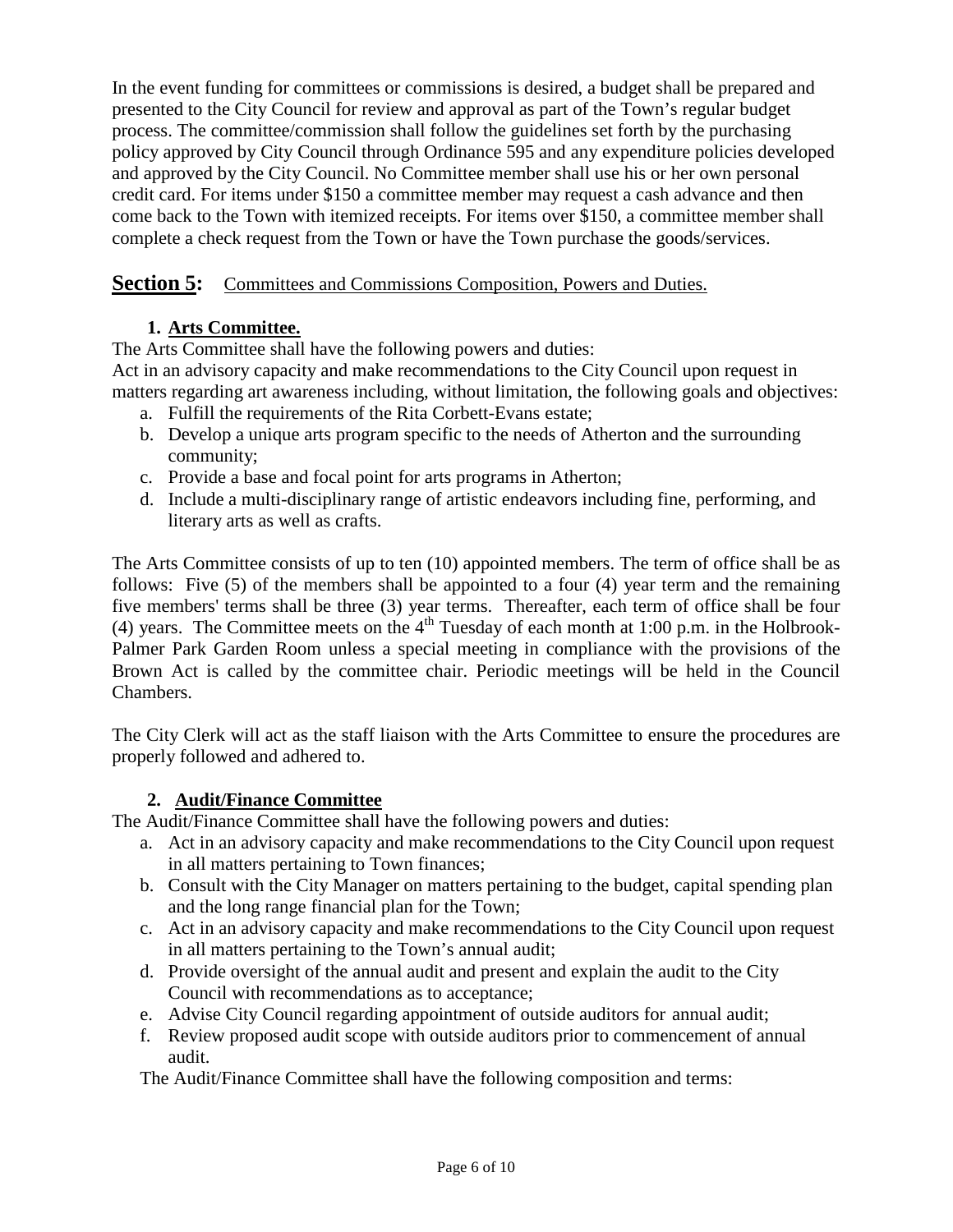In the event funding for committees or commissions is desired, a budget shall be prepared and presented to the City Council for review and approval as part of the Town's regular budget process. The committee/commission shall follow the guidelines set forth by the purchasing policy approved by City Council through Ordinance 595 and any expenditure policies developed and approved by the City Council. No Committee member shall use his or her own personal credit card. For items under $150 a committee member may request a cash advance and then come back to the Town with itemized receipts. For items over $150, a committee member shall complete a check request from the Town or have the Town purchase the goods/services.

## **Section 5:** Committees and Commissions Composition, Powers and Duties.

### 1. Arts Committee.

The Arts Committee shall have the following powers and duties:

Act in an advisory capacity and make recommendations to the City Council upon request in matters regarding art awareness including, without limitation, the following goals and objectives:

a. Fulfill the requirements of the Rita Corbett-Evans estate;
b. Develop a unique arts program specific to the needs of Atherton and the surrounding community;
c. Provide a base and focal point for arts programs in Atherton;
d. Include a multi-disciplinary range of artistic endeavors including fine, performing, and literary arts as well as crafts.

The Arts Committee consists of up to ten (10) appointed members. The term of office shall be as follows: Five (5) of the members shall be appointed to a four (4) year term and the remaining five members' terms shall be three (3) year terms. Thereafter, each term of office shall be four (4) years. The Committee meets on the 4th Tuesday of each month at 1:00 p.m. in the Holbrook-Palmer Park Garden Room unless a special meeting in compliance with the provisions of the Brown Act is called by the committee chair. Periodic meetings will be held in the Council Chambers.

The City Clerk will act as the staff liaison with the Arts Committee to ensure the procedures are properly followed and adhered to.

### 2. Audit/Finance Committee

The Audit/Finance Committee shall have the following powers and duties:

a. Act in an advisory capacity and make recommendations to the City Council upon request in all matters pertaining to Town finances;
b. Consult with the City Manager on matters pertaining to the budget, capital spending plan and the long range financial plan for the Town;
c. Act in an advisory capacity and make recommendations to the City Council upon request in all matters pertaining to the Town's annual audit;
d. Provide oversight of the annual audit and present and explain the audit to the City Council with recommendations as to acceptance;
e. Advise City Council regarding appointment of outside auditors for annual audit;
f. Review proposed audit scope with outside auditors prior to commencement of annual audit.

The Audit/Finance Committee shall have the following composition and terms: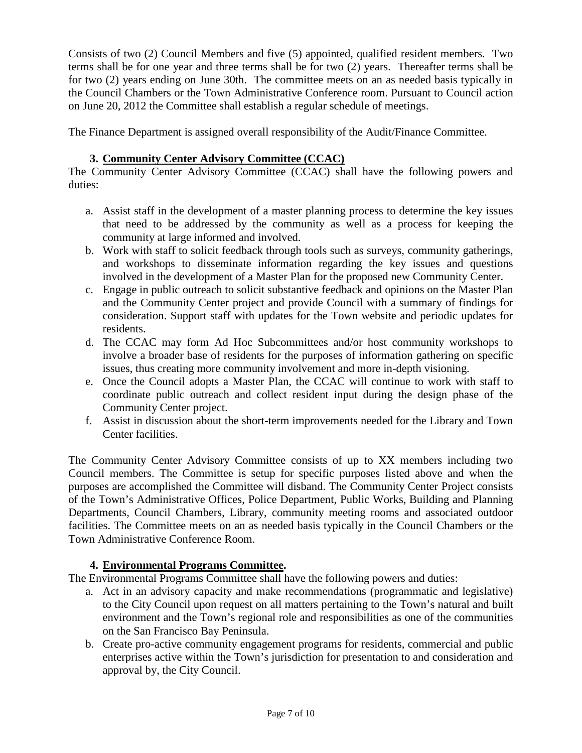Consists of two (2) Council Members and five (5) appointed, qualified resident members. Two terms shall be for one year and three terms shall be for two (2) years. Thereafter terms shall be for two (2) years ending on June 30th. The committee meets on an as needed basis typically in the Council Chambers or the Town Administrative Conference room. Pursuant to Council action on June 20, 2012 the Committee shall establish a regular schedule of meetings.

The Finance Department is assigned overall responsibility of the Audit/Finance Committee.

### 3. Community Center Advisory Committee (CCAC)

The Community Center Advisory Committee (CCAC) shall have the following powers and duties:

a. Assist staff in the development of a master planning process to determine the key issues that need to be addressed by the community as well as a process for keeping the community at large informed and involved.
b. Work with staff to solicit feedback through tools such as surveys, community gatherings, and workshops to disseminate information regarding the key issues and questions involved in the development of a Master Plan for the proposed new Community Center.
c. Engage in public outreach to solicit substantive feedback and opinions on the Master Plan and the Community Center project and provide Council with a summary of findings for consideration. Support staff with updates for the Town website and periodic updates for residents.
d. The CCAC may form Ad Hoc Subcommittees and/or host community workshops to involve a broader base of residents for the purposes of information gathering on specific issues, thus creating more community involvement and more in-depth visioning.
e. Once the Council adopts a Master Plan, the CCAC will continue to work with staff to coordinate public outreach and collect resident input during the design phase of the Community Center project.
f. Assist in discussion about the short-term improvements needed for the Library and Town Center facilities.

The Community Center Advisory Committee consists of up to XX members including two Council members. The Committee is setup for specific purposes listed above and when the purposes are accomplished the Committee will disband. The Community Center Project consists of the Town's Administrative Offices, Police Department, Public Works, Building and Planning Departments, Council Chambers, Library, community meeting rooms and associated outdoor facilities. The Committee meets on an as needed basis typically in the Council Chambers or the Town Administrative Conference Room.

### 4. Environmental Programs Committee.

The Environmental Programs Committee shall have the following powers and duties:

a. Act in an advisory capacity and make recommendations (programmatic and legislative) to the City Council upon request on all matters pertaining to the Town's natural and built environment and the Town's regional role and responsibilities as one of the communities on the San Francisco Bay Peninsula.
b. Create pro-active community engagement programs for residents, commercial and public enterprises active within the Town's jurisdiction for presentation to and consideration and approval by, the City Council.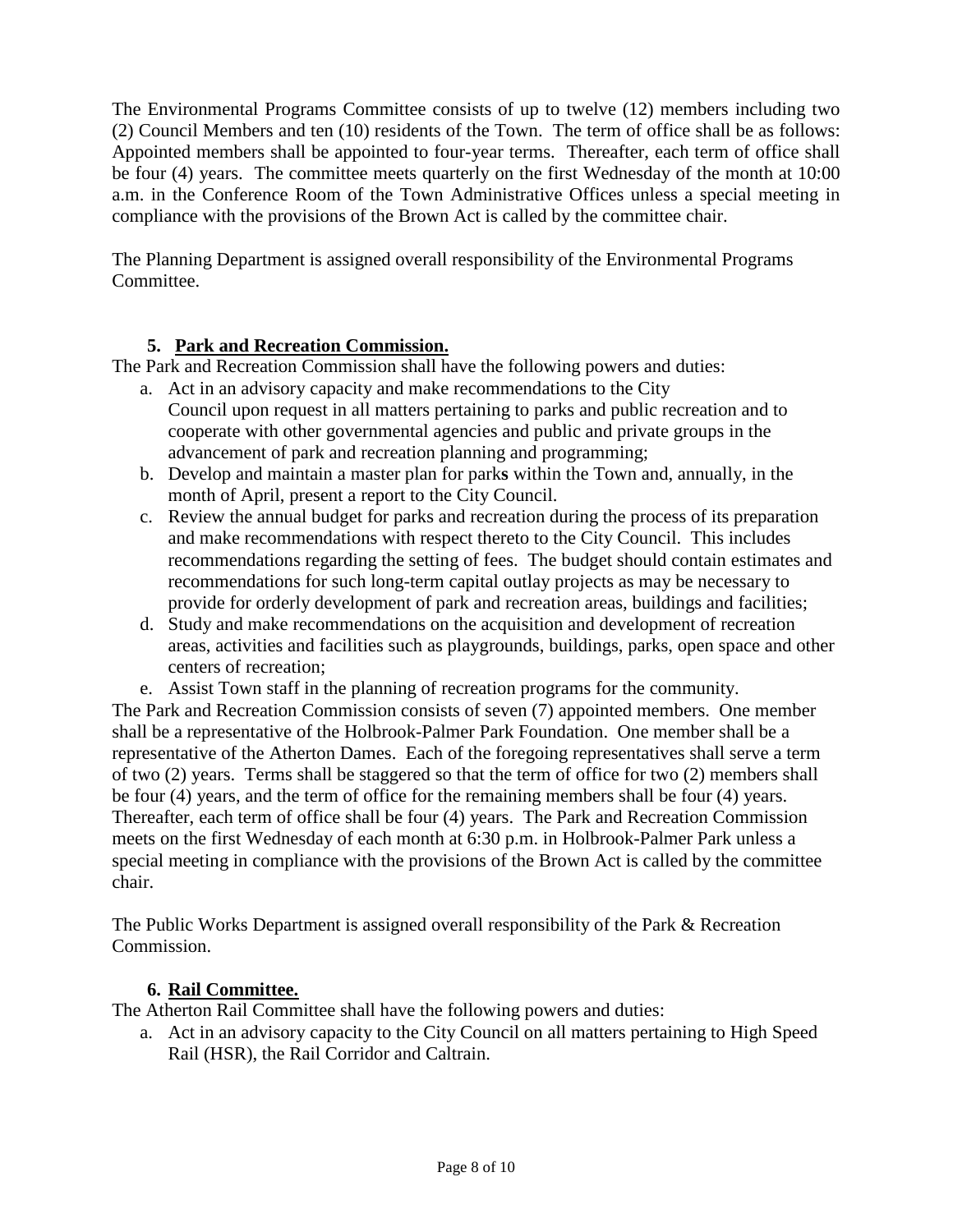The Environmental Programs Committee consists of up to twelve (12) members including two (2) Council Members and ten (10) residents of the Town. The term of office shall be as follows: Appointed members shall be appointed to four-year terms. Thereafter, each term of office shall be four (4) years. The committee meets quarterly on the first Wednesday of the month at 10:00 a.m. in the Conference Room of the Town Administrative Offices unless a special meeting in compliance with the provisions of the Brown Act is called by the committee chair.

The Planning Department is assigned overall responsibility of the Environmental Programs Committee.

5. **Park and Recreation Commission.**

The Park and Recreation Commission shall have the following powers and duties:

a. Act in an advisory capacity and make recommendations to the City Council upon request in all matters pertaining to parks and public recreation and to cooperate with other governmental agencies and public and private groups in the advancement of park and recreation planning and programming;
b. Develop and maintain a master plan for park**s** within the Town and, annually, in the month of April, present a report to the City Council.
c. Review the annual budget for parks and recreation during the process of its preparation and make recommendations with respect thereto to the City Council. This includes recommendations regarding the setting of fees. The budget should contain estimates and recommendations for such long-term capital outlay projects as may be necessary to provide for orderly development of park and recreation areas, buildings and facilities;
d. Study and make recommendations on the acquisition and development of recreation areas, activities and facilities such as playgrounds, buildings, parks, open space and other centers of recreation;
e. Assist Town staff in the planning of recreation programs for the community.

The Park and Recreation Commission consists of seven (7) appointed members. One member shall be a representative of the Holbrook-Palmer Park Foundation. One member shall be a representative of the Atherton Dames. Each of the foregoing representatives shall serve a term of two (2) years. Terms shall be staggered so that the term of office for two (2) members shall be four (4) years, and the term of office for the remaining members shall be four (4) years. Thereafter, each term of office shall be four (4) years. The Park and Recreation Commission meets on the first Wednesday of each month at 6:30 p.m. in Holbrook-Palmer Park unless a special meeting in compliance with the provisions of the Brown Act is called by the committee chair.

The Public Works Department is assigned overall responsibility of the Park & Recreation Commission.

6. **Rail Committee.**

The Atherton Rail Committee shall have the following powers and duties:

a. Act in an advisory capacity to the City Council on all matters pertaining to High Speed Rail (HSR), the Rail Corridor and Caltrain.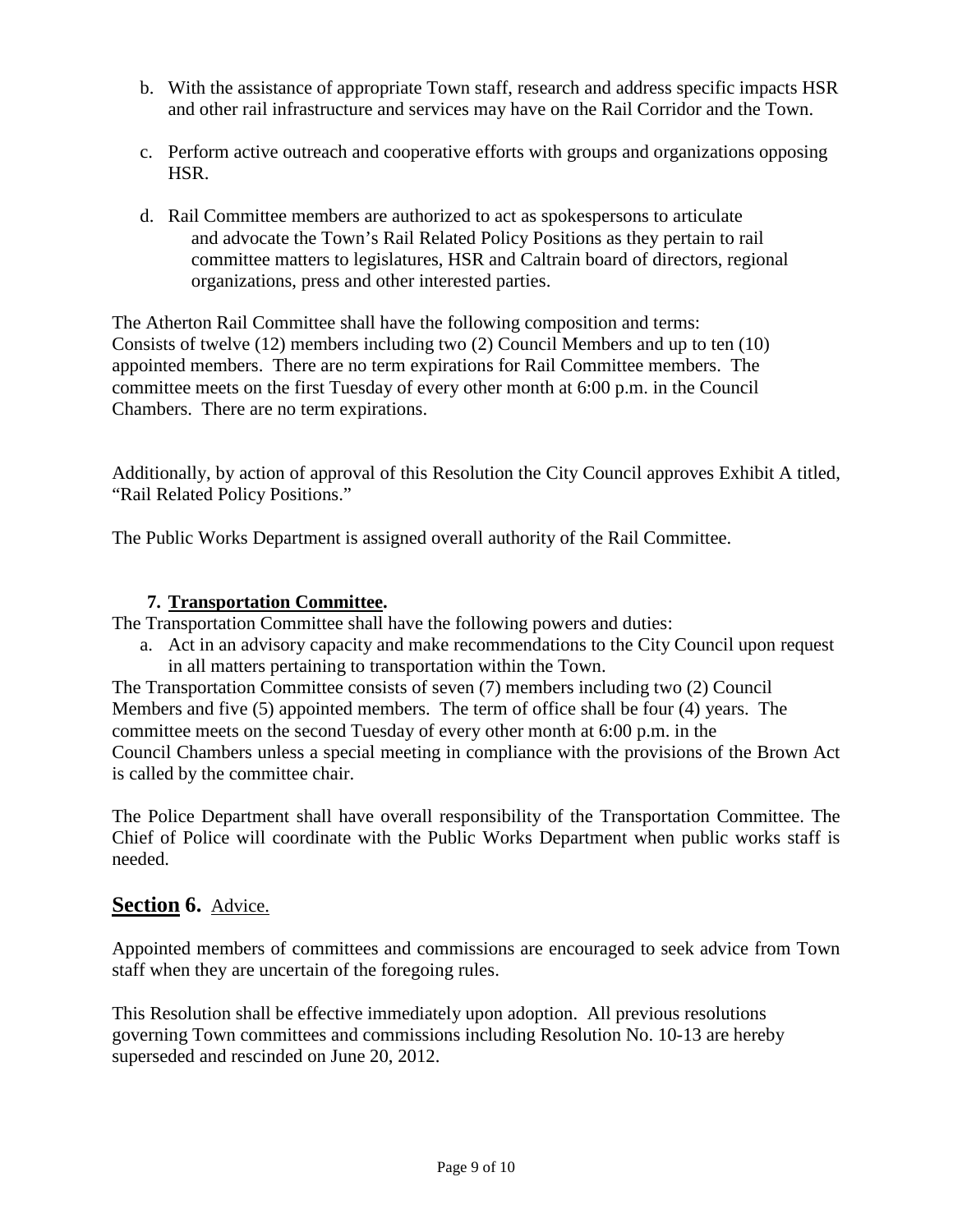b. With the assistance of appropriate Town staff, research and address specific impacts HSR and other rail infrastructure and services may have on the Rail Corridor and the Town.

c. Perform active outreach and cooperative efforts with groups and organizations opposing HSR.

d. Rail Committee members are authorized to act as spokespersons to articulate and advocate the Town's Rail Related Policy Positions as they pertain to rail committee matters to legislatures, HSR and Caltrain board of directors, regional organizations, press and other interested parties.

The Atherton Rail Committee shall have the following composition and terms: Consists of twelve (12) members including two (2) Council Members and up to ten (10) appointed members. There are no term expirations for Rail Committee members. The committee meets on the first Tuesday of every other month at 6:00 p.m. in the Council Chambers. There are no term expirations.

Additionally, by action of approval of this Resolution the City Council approves Exhibit A titled, "Rail Related Policy Positions."

The Public Works Department is assigned overall authority of the Rail Committee.

**7. Transportation Committee.**

The Transportation Committee shall have the following powers and duties:

a. Act in an advisory capacity and make recommendations to the City Council upon request in all matters pertaining to transportation within the Town.

The Transportation Committee consists of seven (7) members including two (2) Council Members and five (5) appointed members. The term of office shall be four (4) years. The committee meets on the second Tuesday of every other month at 6:00 p.m. in the Council Chambers unless a special meeting in compliance with the provisions of the Brown Act is called by the committee chair.

The Police Department shall have overall responsibility of the Transportation Committee. The Chief of Police will coordinate with the Public Works Department when public works staff is needed.

## Section 6. Advice.

Appointed members of committees and commissions are encouraged to seek advice from Town staff when they are uncertain of the foregoing rules.

This Resolution shall be effective immediately upon adoption. All previous resolutions governing Town committees and commissions including Resolution No. 10-13 are hereby superseded and rescinded on June 20, 2012.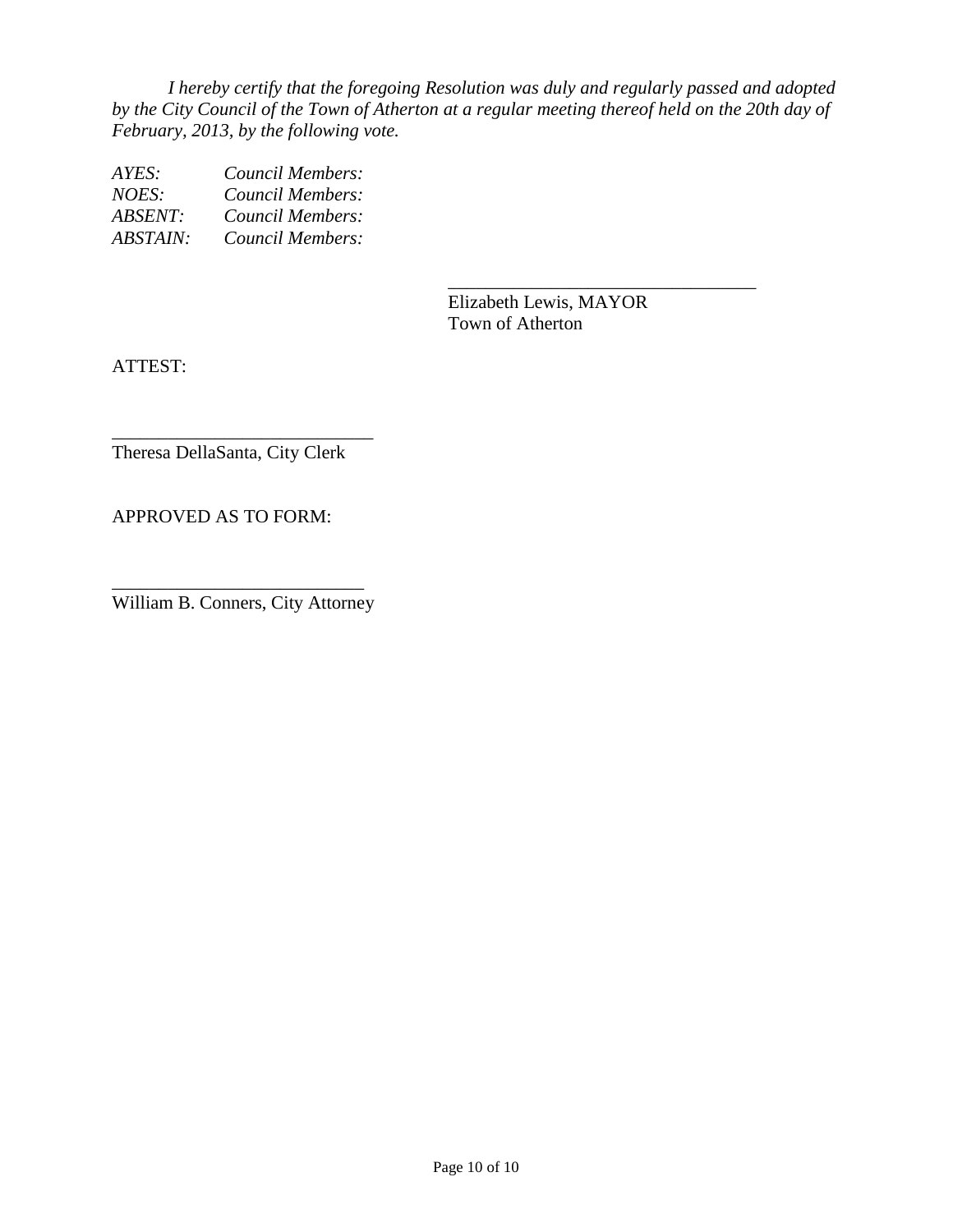*I hereby certify that the foregoing Resolution was duly and regularly passed and adopted by the City Council of the Town of Atherton at a regular meeting thereof held on the 20th day of February, 2013, by the following vote.*

*AYES: Council Members:*
*NOES: Council Members:*
*ABSENT: Council Members:*
*ABSTAIN: Council Members:*

_________________________________
Elizabeth Lewis, MAYOR
Town of Atherton

ATTEST:

___________________________
Theresa DellaSanta, City Clerk

APPROVED AS TO FORM:

___________________________
William B. Conners, City Attorney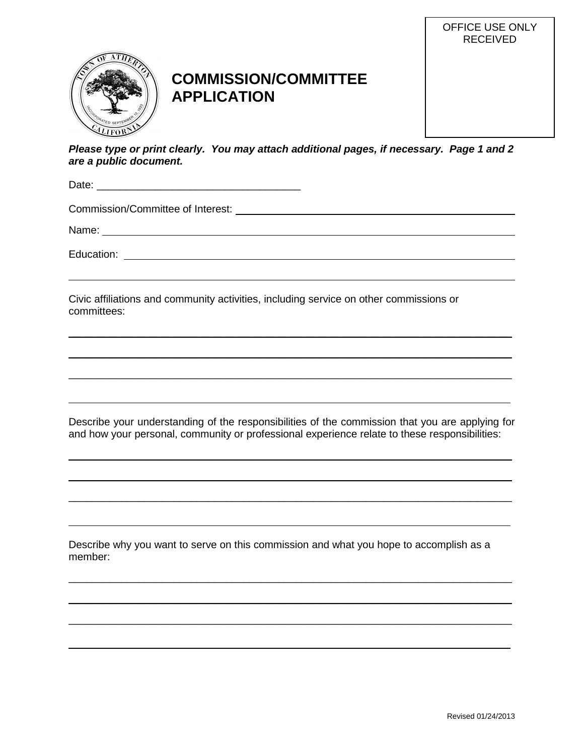OFFICE USE ONLY
RECEIVED

# COMMISSION/COMMITTEE APPLICATION

***Please type or print clearly. You may attach additional pages, if necessary. Page 1 and 2 are a public document.***

Date: ___________________________________

Commission/Committee of Interest: ___________________________________

Name: ___________________________________

Education: ___________________________________

___________________________________

Civic affiliations and community activities, including service on other commissions or committees:

___________________________________

___________________________________

___________________________________

___________________________________

Describe your understanding of the responsibilities of the commission that you are applying for and how your personal, community or professional experience relate to these responsibilities:

___________________________________

___________________________________

___________________________________

___________________________________

Describe why you want to serve on this commission and what you hope to accomplish as a member:

___________________________________

___________________________________

___________________________________

___________________________________

Revised 01/24/2013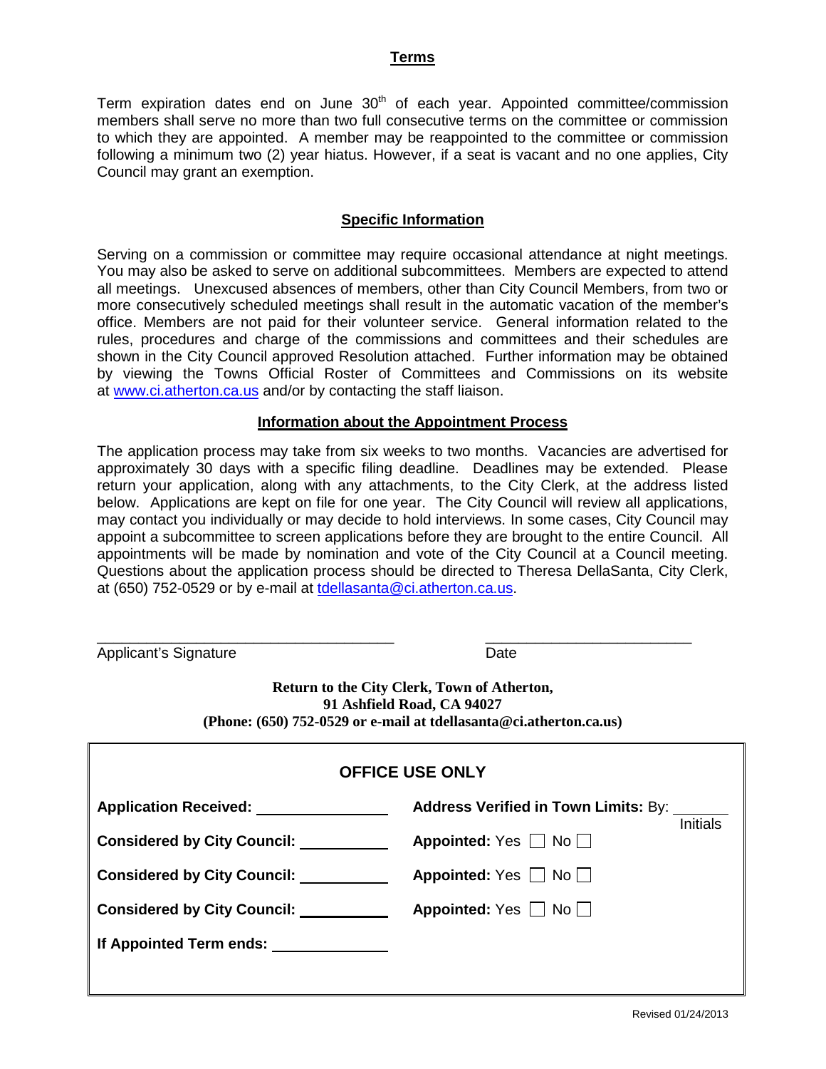## Terms

Term expiration dates end on June 30th of each year. Appointed committee/commission members shall serve no more than two full consecutive terms on the committee or commission to which they are appointed. A member may be reappointed to the committee or commission following a minimum two (2) year hiatus. However, if a seat is vacant and no one applies, City Council may grant an exemption.

## Specific Information

Serving on a commission or committee may require occasional attendance at night meetings. You may also be asked to serve on additional subcommittees. Members are expected to attend all meetings. Unexcused absences of members, other than City Council Members, from two or more consecutively scheduled meetings shall result in the automatic vacation of the member's office. Members are not paid for their volunteer service. General information related to the rules, procedures and charge of the commissions and committees and their schedules are shown in the City Council approved Resolution attached. Further information may be obtained by viewing the Towns Official Roster of Committees and Commissions on its website at www.ci.atherton.ca.us and/or by contacting the staff liaison.

## Information about the Appointment Process

The application process may take from six weeks to two months. Vacancies are advertised for approximately 30 days with a specific filing deadline. Deadlines may be extended. Please return your application, along with any attachments, to the City Clerk, at the address listed below. Applications are kept on file for one year. The City Council will review all applications, may contact you individually or may decide to hold interviews. In some cases, City Council may appoint a subcommittee to screen applications before they are brought to the entire Council. All appointments will be made by nomination and vote of the City Council at a Council meeting. Questions about the application process should be directed to Theresa DellaSanta, City Clerk, at (650) 752-0529 or by e-mail at tdellasanta@ci.atherton.ca.us.

\_\_\_\_\_\_\_\_\_\_\_\_\_\_\_\_\_\_\_\_\_\_\_\_\_\_\_\_\_\_\_\_\_\_\_\_ &nbsp;&nbsp;&nbsp;&nbsp; \_\_\_\_\_\_\_\_\_\_\_\_\_\_\_\_\_\_\_\_\_\_\_\_\_

Applicant's Signature &nbsp;&nbsp;&nbsp;&nbsp; Date

**Return to the City Clerk, Town of Atherton,**
**91 Ashfield Road, CA 94027**
**(Phone: (650) 752-0529 or e-mail at tdellasanta@ci.atherton.ca.us)**

### OFFICE USE ONLY

| | |
|---|---|
| **Application Received:** ______________ | **Address Verified in Town Limits:** By: ______ Initials |
| **Considered by City Council:** __________ | **Appointed:** Yes ☐ No ☐ |
| **Considered by City Council:** __________ | **Appointed:** Yes ☐ No ☐ |
| **Considered by City Council:** __________ | **Appointed:** Yes ☐ No ☐ |
| **If Appointed Term ends:** ____________ | |

Revised 01/24/2013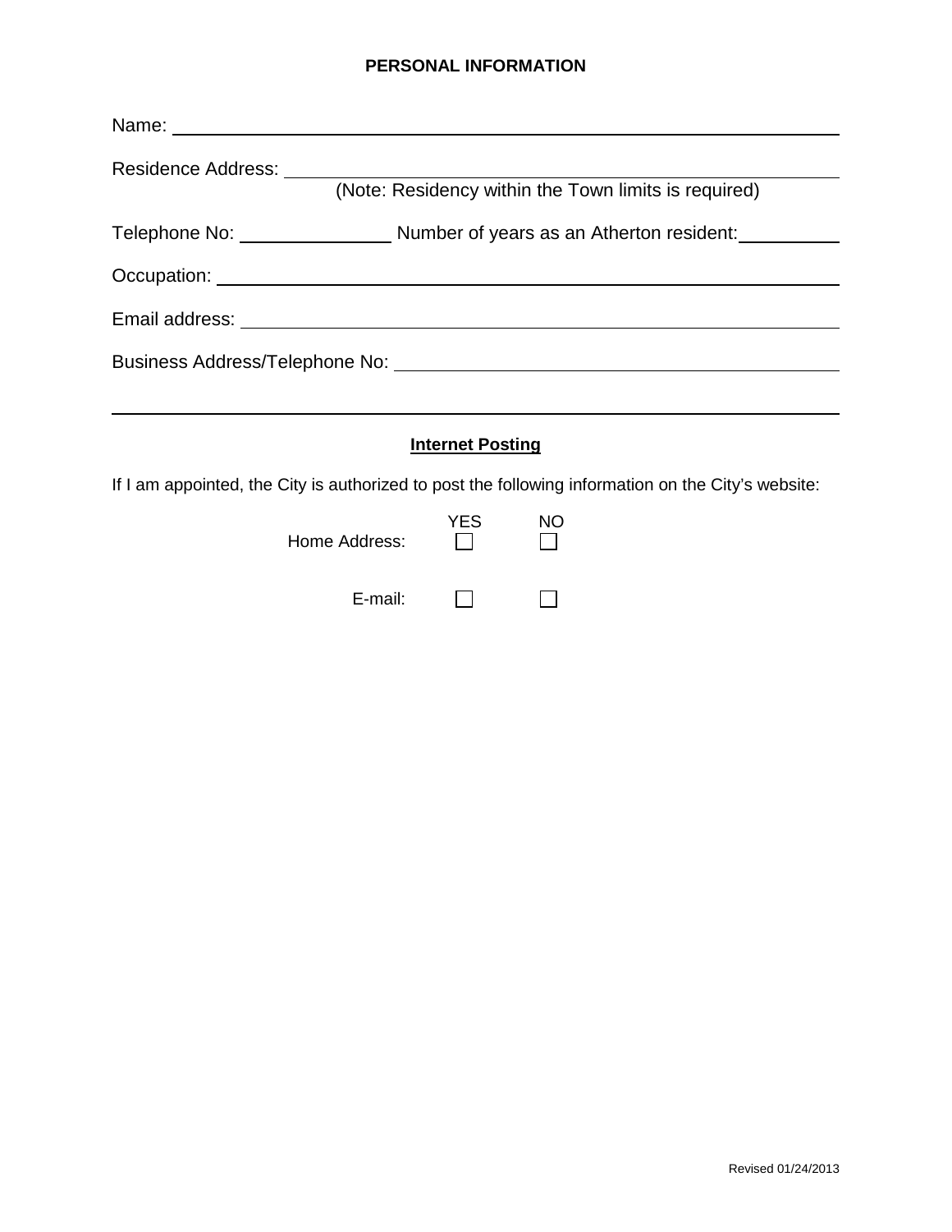**PERSONAL INFORMATION**

Name: ______________________________________________

Residence Address: ______________________________________________
(Note: Residency within the Town limits is required)

Telephone No: ______________ Number of years as an Atherton resident: __________

Occupation: ______________________________________________

Email address: ______________________________________________

Business Address/Telephone No: ______________________________________________

______________________________________________

**Internet Posting**

If I am appointed, the City is authorized to post the following information on the City's website:

| | YES | NO |
|---|---|---|
| Home Address: | ☐ | ☐ |
| E-mail: | ☐ | ☐ |

Revised 01/24/2013